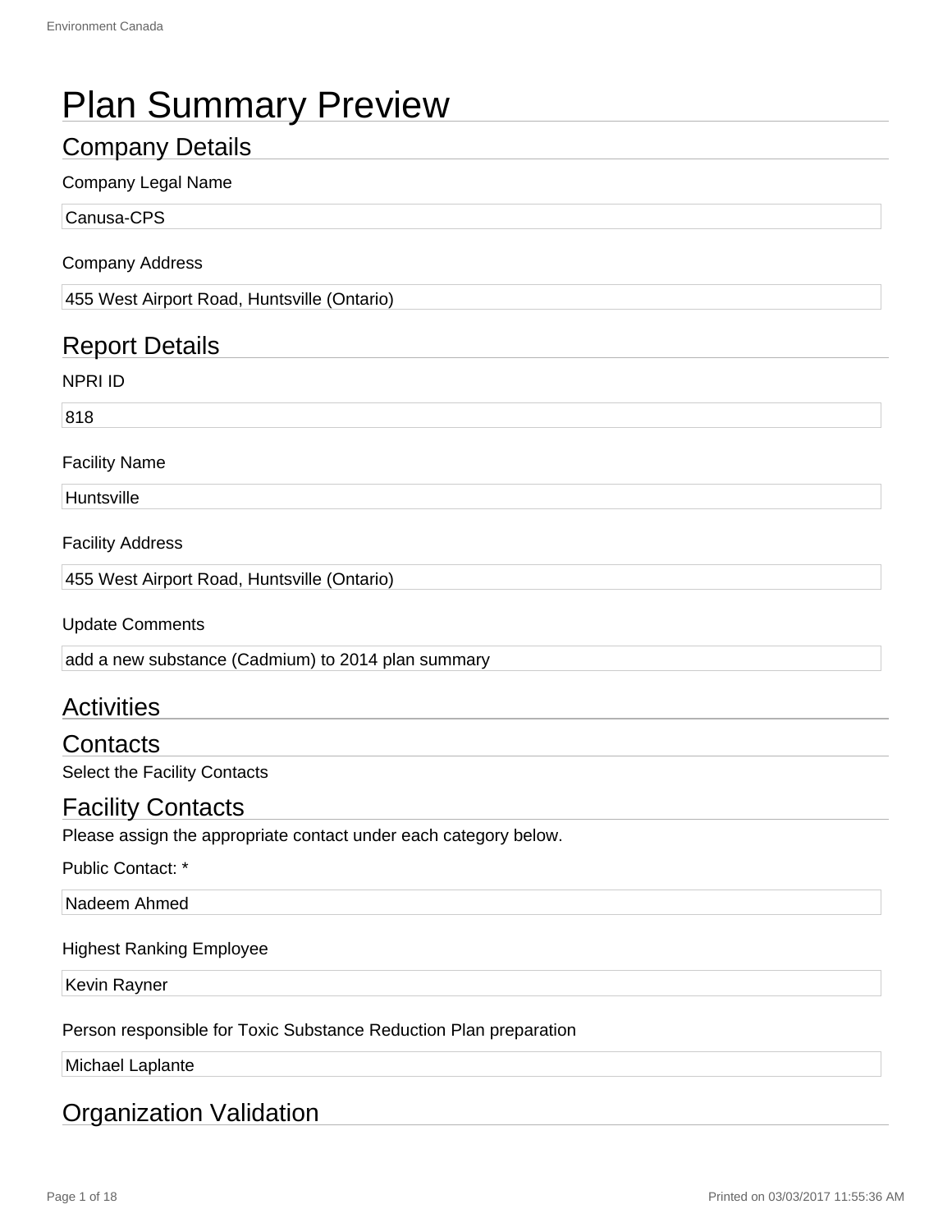# Plan Summary Preview

## Company Details

Company Legal Name

Canusa-CPS

Company Address

455 West Airport Road, Huntsville (Ontario)

## Report Details

NPRI ID

818

Facility Name

Huntsville

Facility Address

455 West Airport Road, Huntsville (Ontario)

Update Comments

add a new substance (Cadmium) to 2014 plan summary

## Activities

## Contacts

Select the Facility Contacts

## Facility Contacts

Please assign the appropriate contact under each category below.

Public Contact: *

Nadeem Ahmed

Highest Ranking Employee

Kevin Rayner

Person responsible for Toxic Substance Reduction Plan preparation

Michael Laplante

## Organization Validation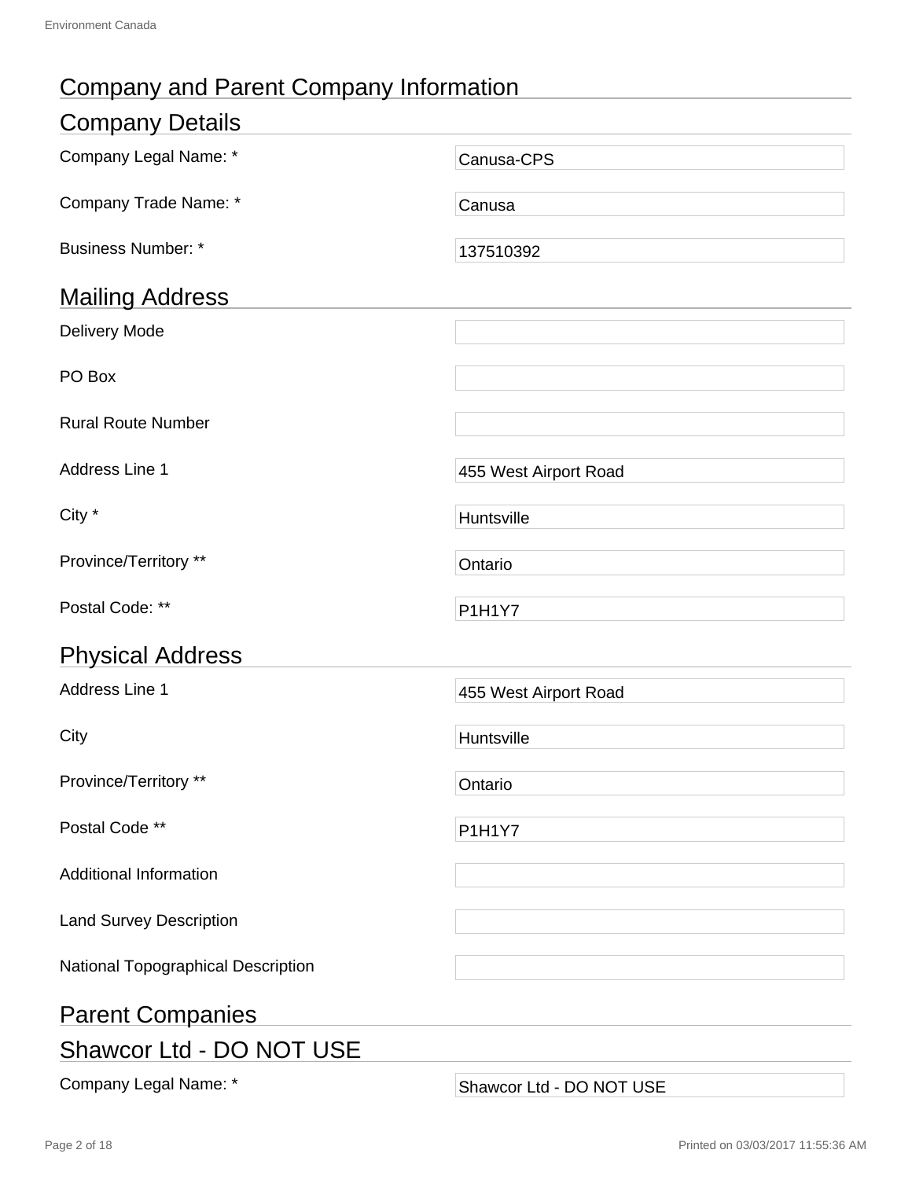# Company and Parent Company Information

## Company Details

| Field | Value |
|---|---|
| Company Legal Name: * | Canusa-CPS |
| Company Trade Name: * | Canusa |
| Business Number: * | 137510392 |

## Mailing Address

| Field | Value |
|---|---|
| Delivery Mode | |
| PO Box | |
| Rural Route Number | |
| Address Line 1 | 455 West Airport Road |
| City * | Huntsville |
| Province/Territory ** | Ontario |
| Postal Code: ** | P1H1Y7 |

## Physical Address

| Field | Value |
|---|---|
| Address Line 1 | 455 West Airport Road |
| City | Huntsville |
| Province/Territory ** | Ontario |
| Postal Code ** | P1H1Y7 |
| Additional Information | |
| Land Survey Description | |
| National Topographical Description | |

## Parent Companies

## Shawcor Ltd - DO NOT USE

| Field | Value |
|---|---|
| Company Legal Name: * | Shawcor Ltd - DO NOT USE |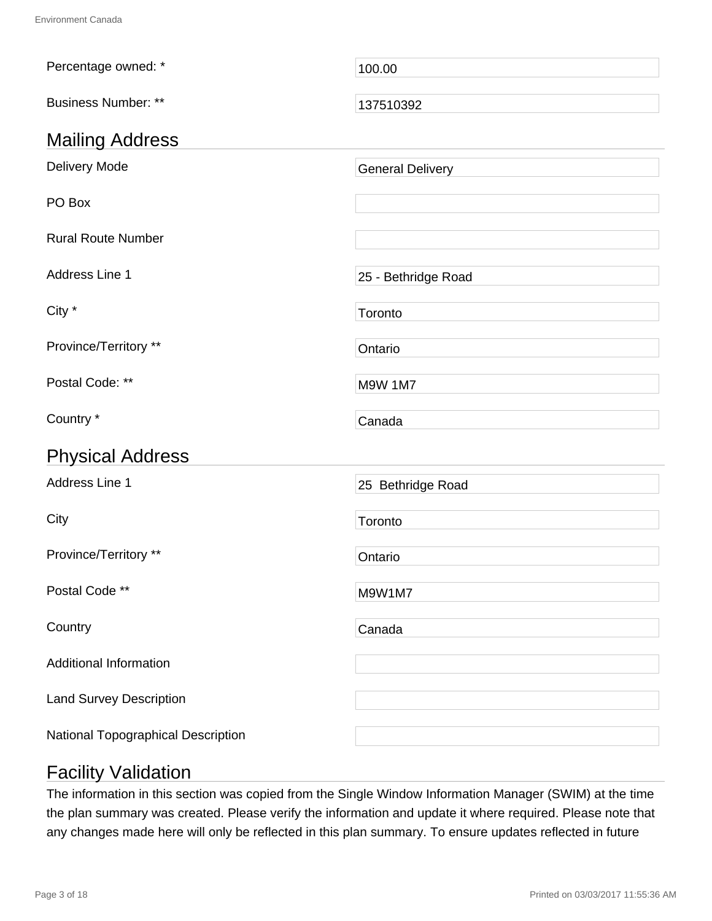| | |
|---|---|
| Percentage owned: * | 100.00 |
| Business Number: ** | 137510392 |

## Mailing Address

| | |
|---|---|
| Delivery Mode | General Delivery |
| PO Box | |
| Rural Route Number | |
| Address Line 1 | 25 - Bethridge Road |
| City * | Toronto |
| Province/Territory ** | Ontario |
| Postal Code: ** | M9W 1M7 |
| Country * | Canada |

## Physical Address

| | |
|---|---|
| Address Line 1 | 25  Bethridge Road |
| City | Toronto |
| Province/Territory ** | Ontario |
| Postal Code ** | M9W1M7 |
| Country | Canada |
| Additional Information | |
| Land Survey Description | |
| National Topographical Description | |

## Facility Validation

The information in this section was copied from the Single Window Information Manager (SWIM) at the time the plan summary was created. Please verify the information and update it where required. Please note that any changes made here will only be reflected in this plan summary. To ensure updates reflected in future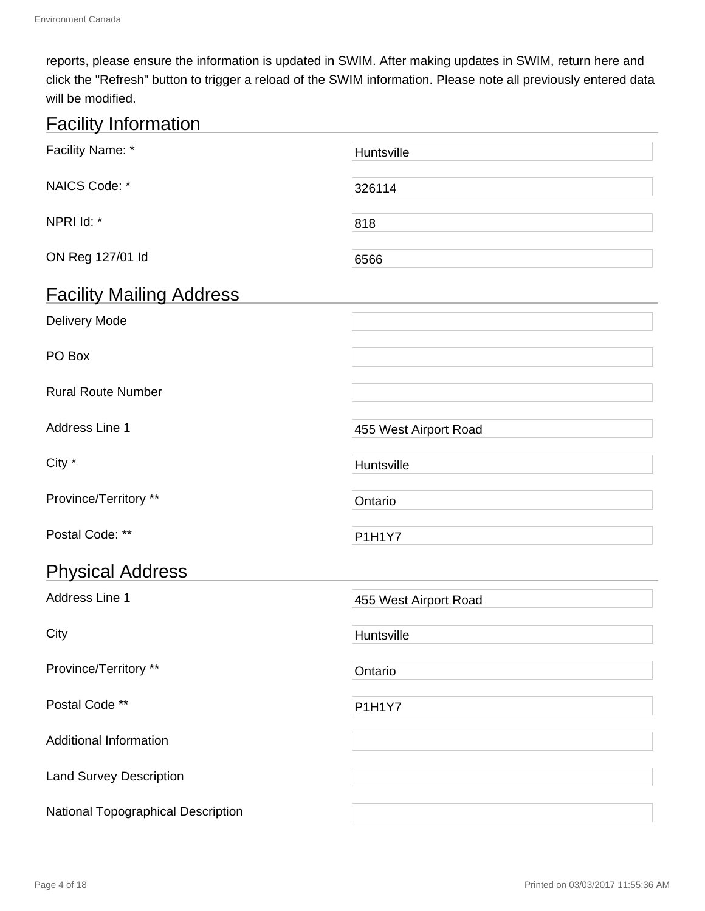reports, please ensure the information is updated in SWIM. After making updates in SWIM, return here and click the "Refresh" button to trigger a reload of the SWIM information. Please note all previously entered data will be modified.

## Facility Information

| | |
|---|---|
| Facility Name: * | Huntsville |
| NAICS Code: * | 326114 |
| NPRI Id: * | 818 |
| ON Reg 127/01 Id | 6566 |

## Facility Mailing Address

| | |
|---|---|
| Delivery Mode | |
| PO Box | |
| Rural Route Number | |
| Address Line 1 | 455 West Airport Road |
| City * | Huntsville |
| Province/Territory ** | Ontario |
| Postal Code: ** | P1H1Y7 |

## Physical Address

| | |
|---|---|
| Address Line 1 | 455 West Airport Road |
| City | Huntsville |
| Province/Territory ** | Ontario |
| Postal Code ** | P1H1Y7 |
| Additional Information | |
| Land Survey Description | |
| National Topographical Description | |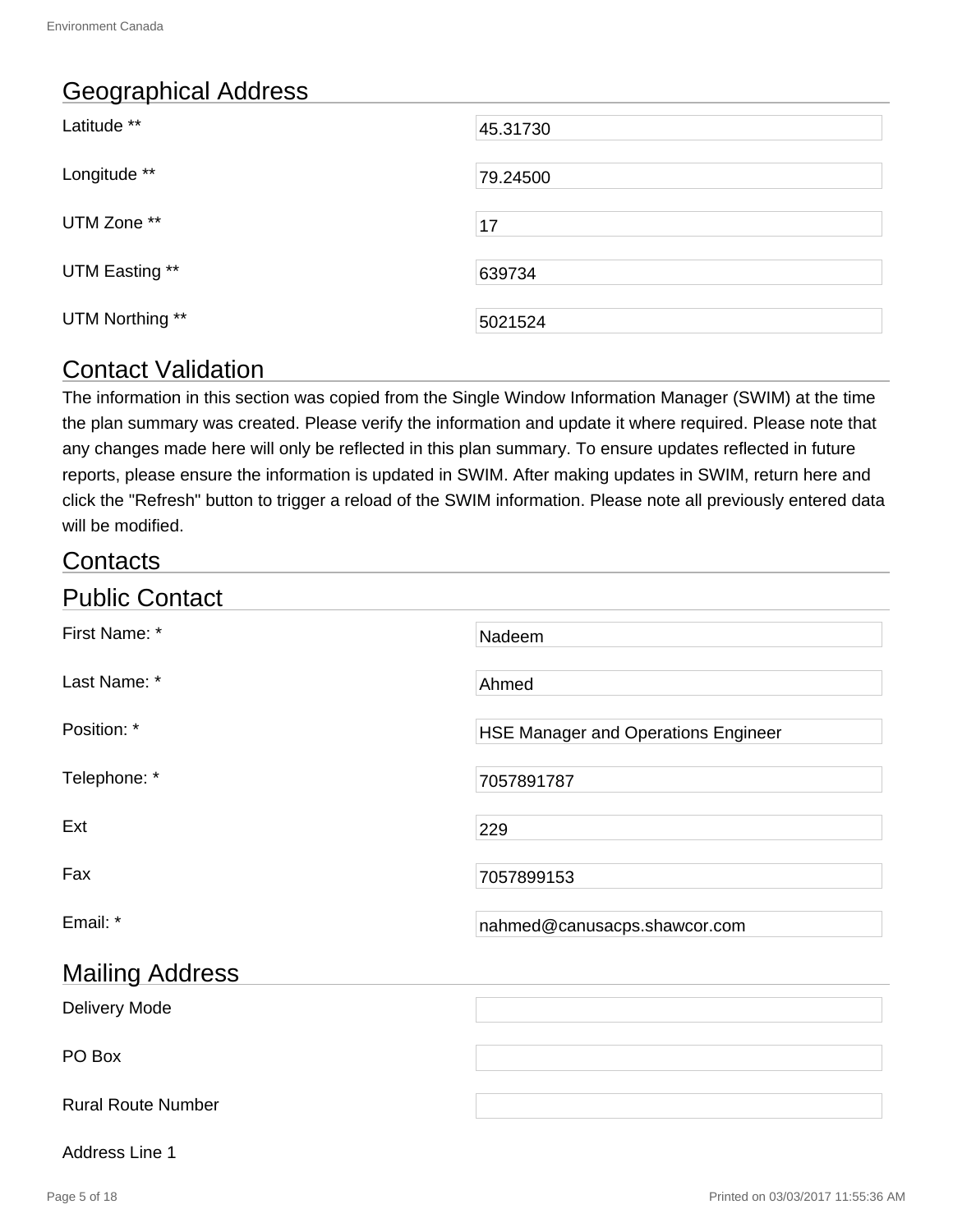## Geographical Address

| | |
|---|---|
| Latitude ** | 45.31730 |
| Longitude ** | 79.24500 |
| UTM Zone ** | 17 |
| UTM Easting ** | 639734 |
| UTM Northing ** | 5021524 |

## Contact Validation

The information in this section was copied from the Single Window Information Manager (SWIM) at the time the plan summary was created. Please verify the information and update it where required. Please note that any changes made here will only be reflected in this plan summary. To ensure updates reflected in future reports, please ensure the information is updated in SWIM. After making updates in SWIM, return here and click the "Refresh" button to trigger a reload of the SWIM information. Please note all previously entered data will be modified.

## Contacts

## Public Contact

| | |
|---|---|
| First Name: * | Nadeem |
| Last Name: * | Ahmed |
| Position: * | HSE Manager and Operations Engineer |
| Telephone: * | 7057891787 |
| Ext | 229 |
| Fax | 7057899153 |
| Email: * | nahmed@canusacps.shawcor.com |

## Mailing Address

| | |
|---|---|
| Delivery Mode | |
| PO Box | |
| Rural Route Number | |
| Address Line 1 | |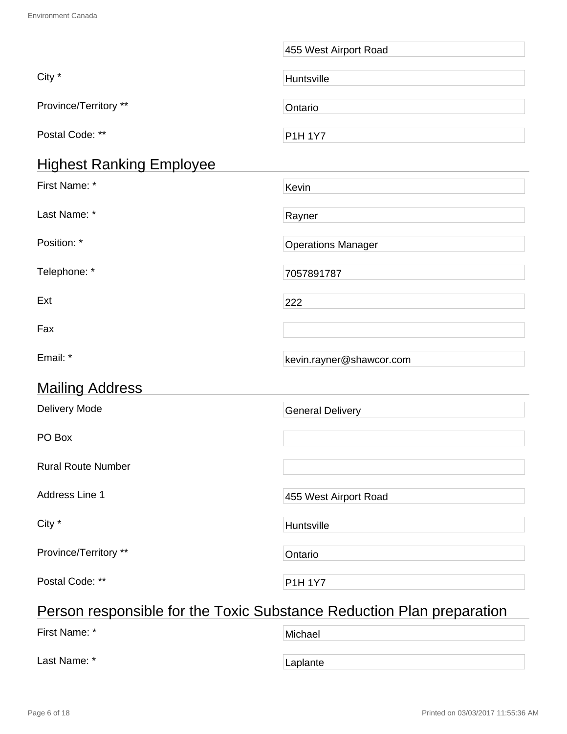| | |
|---|---|
| | 455 West Airport Road |
| City * | Huntsville |
| Province/Territory ** | Ontario |
| Postal Code: ** | P1H 1Y7 |

## Highest Ranking Employee

| | |
|---|---|
| First Name: * | Kevin |
| Last Name: * | Rayner |
| Position: * | Operations Manager |
| Telephone: * | 7057891787 |
| Ext | 222 |
| Fax | |
| Email: * | kevin.rayner@shawcor.com |

## Mailing Address

| | |
|---|---|
| Delivery Mode | General Delivery |
| PO Box | |
| Rural Route Number | |
| Address Line 1 | 455 West Airport Road |
| City * | Huntsville |
| Province/Territory ** | Ontario |
| Postal Code: ** | P1H 1Y7 |

## Person responsible for the Toxic Substance Reduction Plan preparation

| | |
|---|---|
| First Name: * | Michael |
| Last Name: * | Laplante |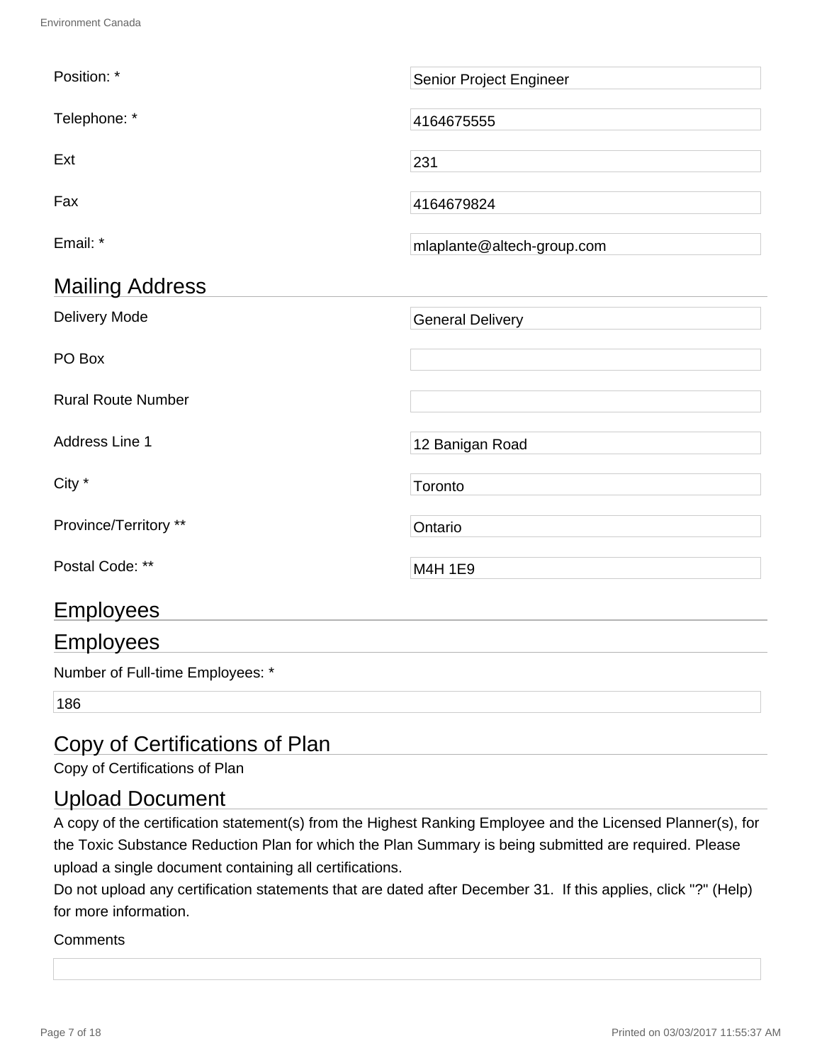| | |
|---|---|
| Position: * | Senior Project Engineer |
| Telephone: * | 4164675555 |
| Ext | 231 |
| Fax | 4164679824 |
| Email: * | mlaplante@altech-group.com |

## Mailing Address

| | |
|---|---|
| Delivery Mode | General Delivery |
| PO Box | |
| Rural Route Number | |
| Address Line 1 | 12 Banigan Road |
| City * | Toronto |
| Province/Territory ** | Ontario |
| Postal Code: ** | M4H 1E9 |

## Employees

## Employees

Number of Full-time Employees: *

186

## Copy of Certifications of Plan

Copy of Certifications of Plan

## Upload Document

A copy of the certification statement(s) from the Highest Ranking Employee and the Licensed Planner(s), for the Toxic Substance Reduction Plan for which the Plan Summary is being submitted are required. Please upload a single document containing all certifications.

Do not upload any certification statements that are dated after December 31. If this applies, click "?" (Help) for more information.

Comments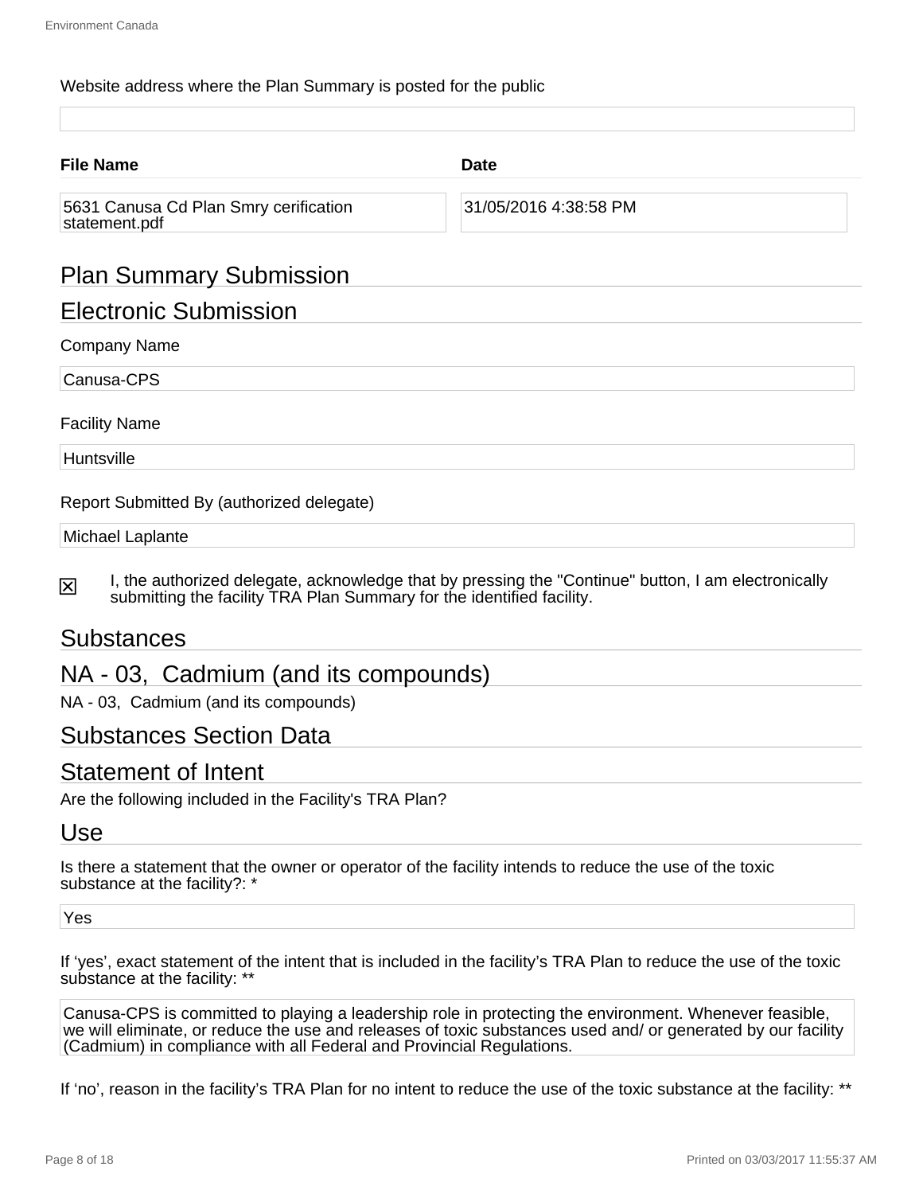Website address where the Plan Summary is posted for the public

| File Name | Date |
|---|---|
| 5631 Canusa Cd Plan Smry cerification statement.pdf | 31/05/2016 4:38:58 PM |

## Plan Summary Submission

## Electronic Submission

Company Name

Canusa-CPS

Facility Name

Huntsville

Report Submitted By (authorized delegate)

Michael Laplante

☒ I, the authorized delegate, acknowledge that by pressing the "Continue" button, I am electronically submitting the facility TRA Plan Summary for the identified facility.

## Substances

## NA - 03, Cadmium (and its compounds)

NA - 03, Cadmium (and its compounds)

## Substances Section Data

## Statement of Intent

Are the following included in the Facility's TRA Plan?

## Use

Is there a statement that the owner or operator of the facility intends to reduce the use of the toxic substance at the facility?: *

Yes

If 'yes', exact statement of the intent that is included in the facility's TRA Plan to reduce the use of the toxic substance at the facility: **

Canusa-CPS is committed to playing a leadership role in protecting the environment. Whenever feasible, we will eliminate, or reduce the use and releases of toxic substances used and/ or generated by our facility (Cadmium) in compliance with all Federal and Provincial Regulations.

If 'no', reason in the facility's TRA Plan for no intent to reduce the use of the toxic substance at the facility: **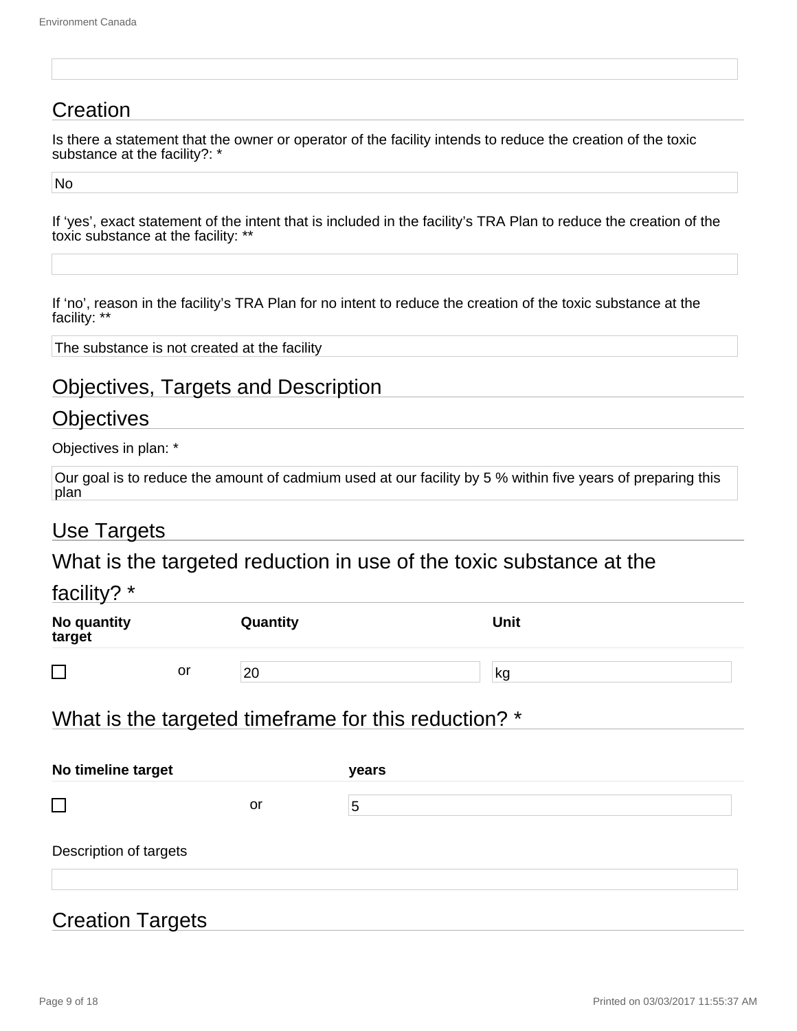## Creation

Is there a statement that the owner or operator of the facility intends to reduce the creation of the toxic substance at the facility?: *

No

If ‘yes’, exact statement of the intent that is included in the facility’s TRA Plan to reduce the creation of the toxic substance at the facility: **

If ‘no’, reason in the facility’s TRA Plan for no intent to reduce the creation of the toxic substance at the facility: **

The substance is not created at the facility

## Objectives, Targets and Description

## Objectives

Objectives in plan: *

Our goal is to reduce the amount of cadmium used at our facility by 5 % within five years of preparing this plan

## Use Targets

## What is the targeted reduction in use of the toxic substance at the facility? *

| No quantity target | | Quantity | Unit |
|---|---|---|---|
| ☐ | or | 20 | kg |

## What is the targeted timeframe for this reduction? *

| No timeline target | | years |
|---|---|---|
| ☐ | or | 5 |

Description of targets

## Creation Targets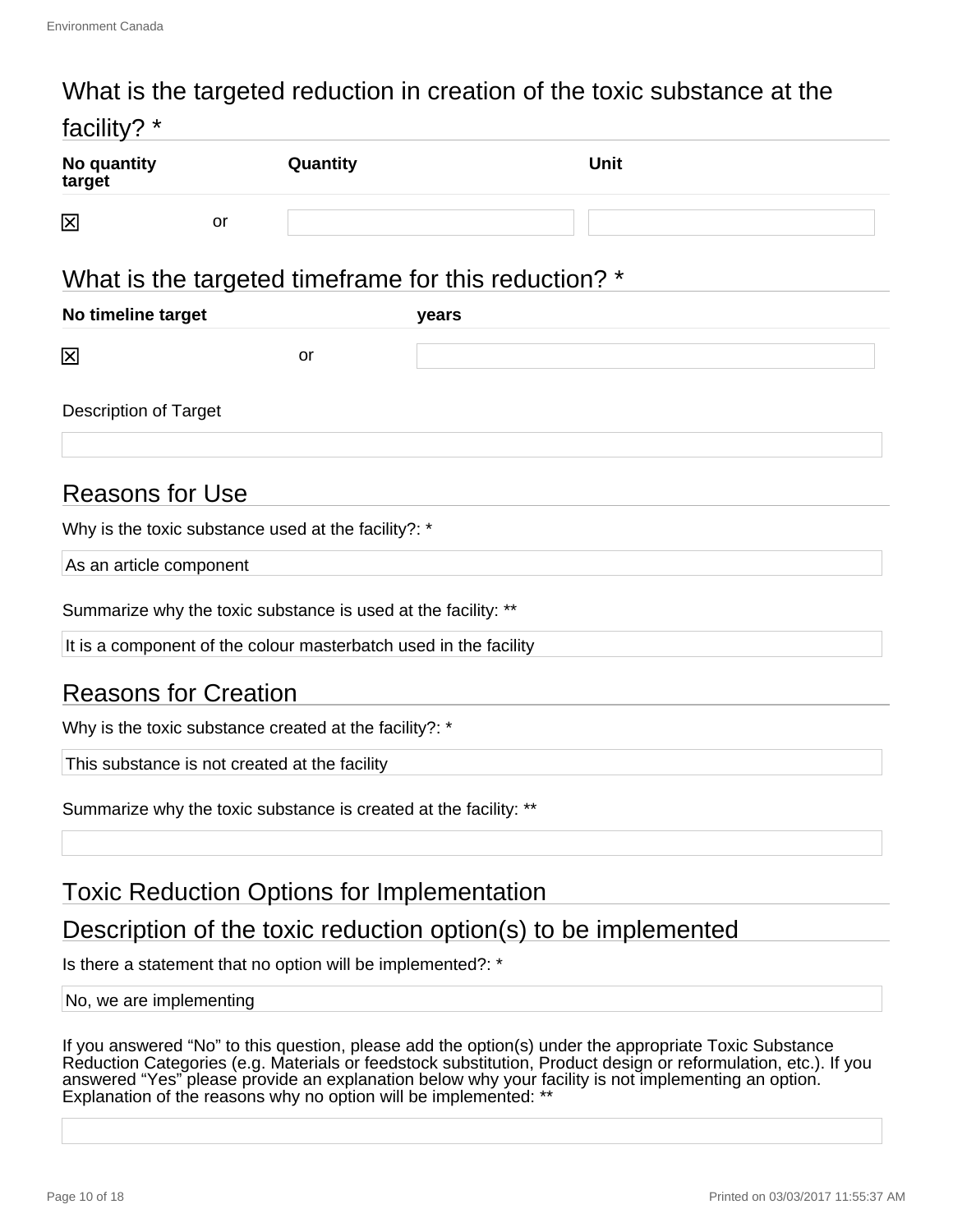## What is the targeted reduction in creation of the toxic substance at the facility? *

| No quantity target | | Quantity | Unit |
|---|---|---|---|
| ☒ | or | | |

## What is the targeted timeframe for this reduction? *

| No timeline target | | years |
|---|---|---|
| ☒ | or | |

Description of Target

## Reasons for Use

Why is the toxic substance used at the facility?: *

As an article component

Summarize why the toxic substance is used at the facility: **

It is a component of the colour masterbatch used in the facility

## Reasons for Creation

Why is the toxic substance created at the facility?: *

This substance is not created at the facility

Summarize why the toxic substance is created at the facility: **

## Toxic Reduction Options for Implementation

## Description of the toxic reduction option(s) to be implemented

Is there a statement that no option will be implemented?: *

No, we are implementing

If you answered “No” to this question, please add the option(s) under the appropriate Toxic Substance Reduction Categories (e.g. Materials or feedstock substitution, Product design or reformulation, etc.). If you answered “Yes” please provide an explanation below why your facility is not implementing an option.
Explanation of the reasons why no option will be implemented: **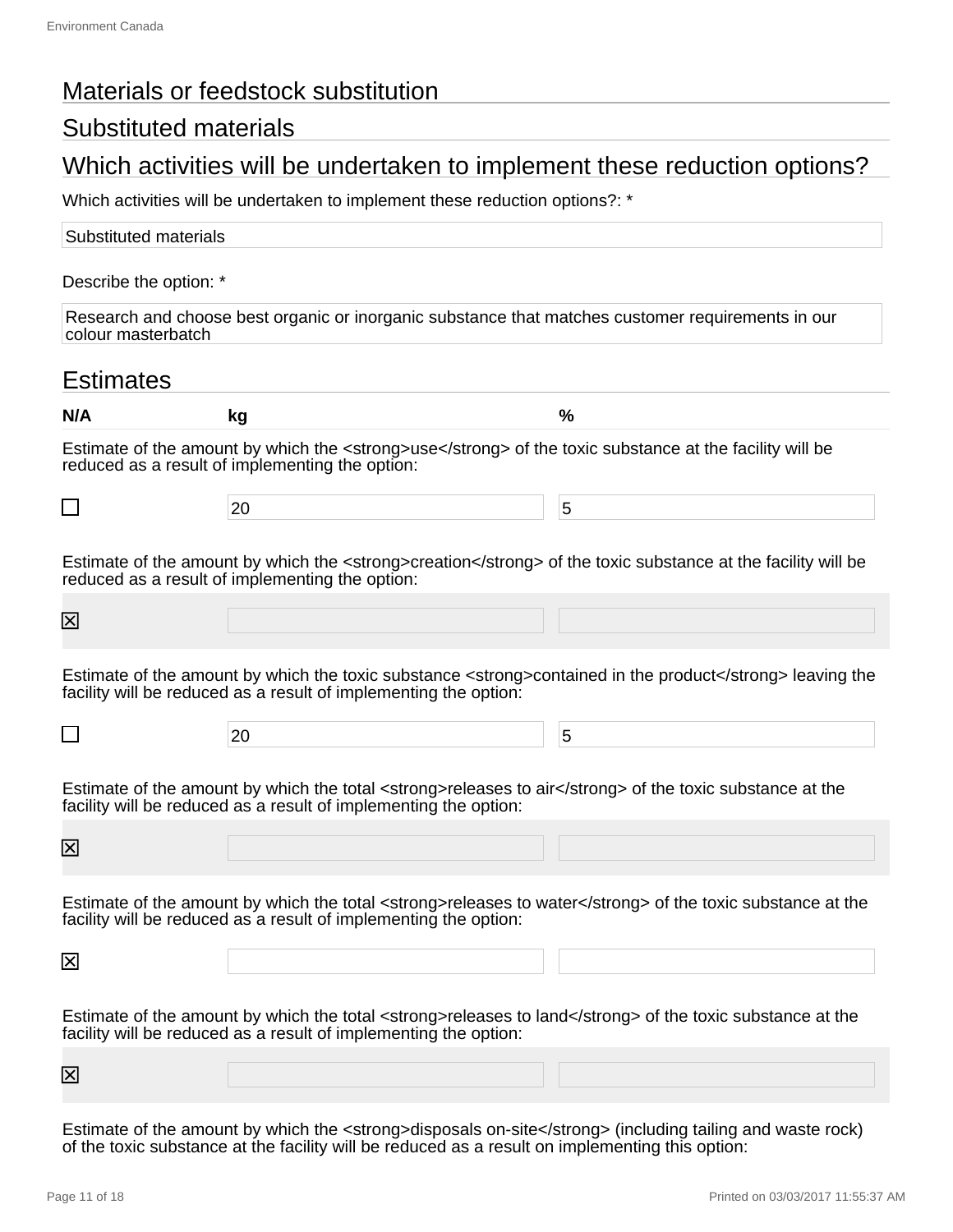## Materials or feedstock substitution

## Substituted materials

## Which activities will be undertaken to implement these reduction options?

Which activities will be undertaken to implement these reduction options?: *

Substituted materials

Describe the option: *

Research and choose best organic or inorganic substance that matches customer requirements in our colour masterbatch

## Estimates

| N/A | kg | % |
| --- | --- | --- |

Estimate of the amount by which the <strong>use</strong> of the toxic substance at the facility will be reduced as a result of implementing the option:

| N/A | kg | % |
| --- | --- | --- |
| ☐ | 20 | 5 |

Estimate of the amount by which the <strong>creation</strong> of the toxic substance at the facility will be reduced as a result of implementing the option:

| N/A | kg | % |
| --- | --- | --- |
| ☒ | | |

Estimate of the amount by which the toxic substance <strong>contained in the product</strong> leaving the facility will be reduced as a result of implementing the option:

| N/A | kg | % |
| --- | --- | --- |
| ☐ | 20 | 5 |

Estimate of the amount by which the total <strong>releases to air</strong> of the toxic substance at the facility will be reduced as a result of implementing the option:

| N/A | kg | % |
| --- | --- | --- |
| ☒ | | |

Estimate of the amount by which the total <strong>releases to water</strong> of the toxic substance at the facility will be reduced as a result of implementing the option:

| N/A | kg | % |
| --- | --- | --- |
| ☒ | | |

Estimate of the amount by which the total <strong>releases to land</strong> of the toxic substance at the facility will be reduced as a result of implementing the option:

| N/A | kg | % |
| --- | --- | --- |
| ☒ | | |

Estimate of the amount by which the <strong>disposals on-site</strong> (including tailing and waste rock) of the toxic substance at the facility will be reduced as a result on implementing this option: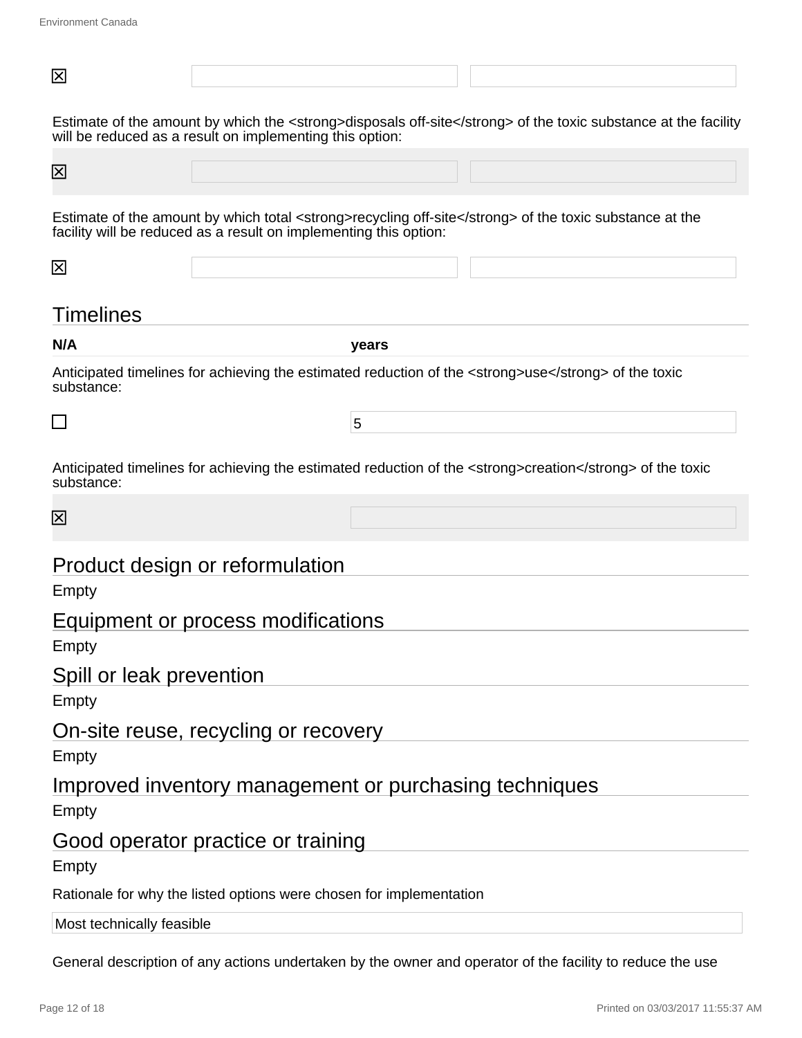| | | |
|---|---|---|
| ☒ | | |

Estimate of the amount by which the <strong>disposals off-site</strong> of the toxic substance at the facility will be reduced as a result on implementing this option:

| | | |
|---|---|---|
| ☒ | | |

Estimate of the amount by which total <strong>recycling off-site</strong> of the toxic substance at the facility will be reduced as a result on implementing this option:

| | | |
|---|---|---|
| ☒ | | |

## Timelines

| N/A | years |
|---|---|

Anticipated timelines for achieving the estimated reduction of the <strong>use</strong> of the toxic substance:

| | |
|---|---|
| ☐ | 5 |

Anticipated timelines for achieving the estimated reduction of the <strong>creation</strong> of the toxic substance:

| | |
|---|---|
| ☒ | |

## Product design or reformulation

Empty

## Equipment or process modifications

Empty

## Spill or leak prevention

Empty

## On-site reuse, recycling or recovery

Empty

## Improved inventory management or purchasing techniques

Empty

## Good operator practice or training

Empty

Rationale for why the listed options were chosen for implementation

| Most technically feasible |
|---|

General description of any actions undertaken by the owner and operator of the facility to reduce the use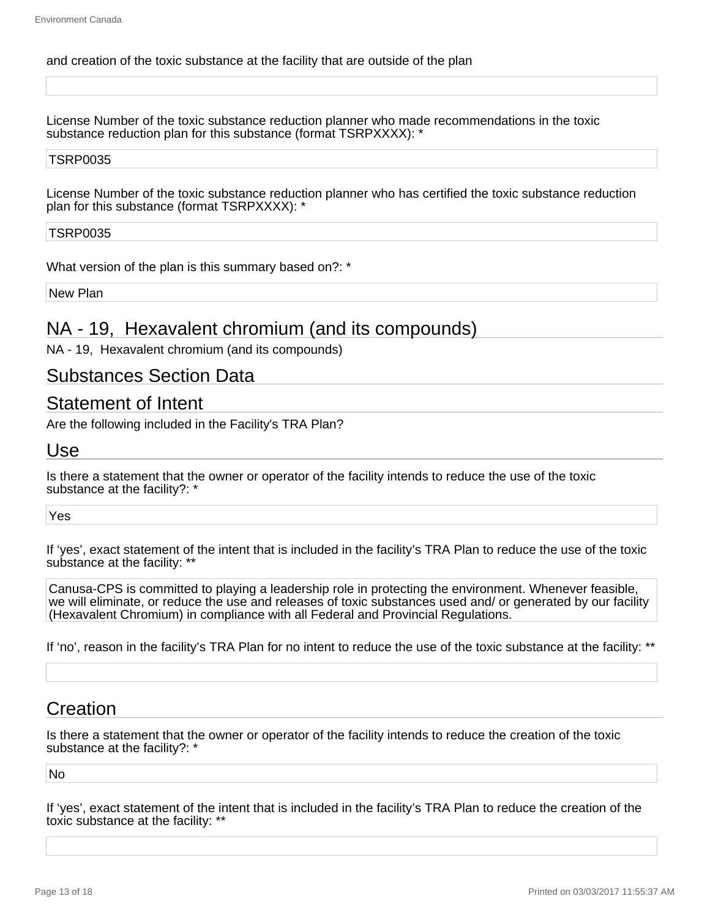and creation of the toxic substance at the facility that are outside of the plan

License Number of the toxic substance reduction planner who made recommendations in the toxic substance reduction plan for this substance (format TSRPXXXX): *

TSRP0035

License Number of the toxic substance reduction planner who has certified the toxic substance reduction plan for this substance (format TSRPXXXX): *

TSRP0035

What version of the plan is this summary based on?: *

New Plan

## NA - 19, Hexavalent chromium (and its compounds)

NA - 19, Hexavalent chromium (and its compounds)

## Substances Section Data

## Statement of Intent

Are the following included in the Facility's TRA Plan?

## Use

Is there a statement that the owner or operator of the facility intends to reduce the use of the toxic substance at the facility?: *

Yes

If 'yes', exact statement of the intent that is included in the facility's TRA Plan to reduce the use of the toxic substance at the facility: **

Canusa-CPS is committed to playing a leadership role in protecting the environment. Whenever feasible, we will eliminate, or reduce the use and releases of toxic substances used and/ or generated by our facility (Hexavalent Chromium) in compliance with all Federal and Provincial Regulations.

If 'no', reason in the facility's TRA Plan for no intent to reduce the use of the toxic substance at the facility: **

## Creation

Is there a statement that the owner or operator of the facility intends to reduce the creation of the toxic substance at the facility?: *

No

If 'yes', exact statement of the intent that is included in the facility's TRA Plan to reduce the creation of the toxic substance at the facility: **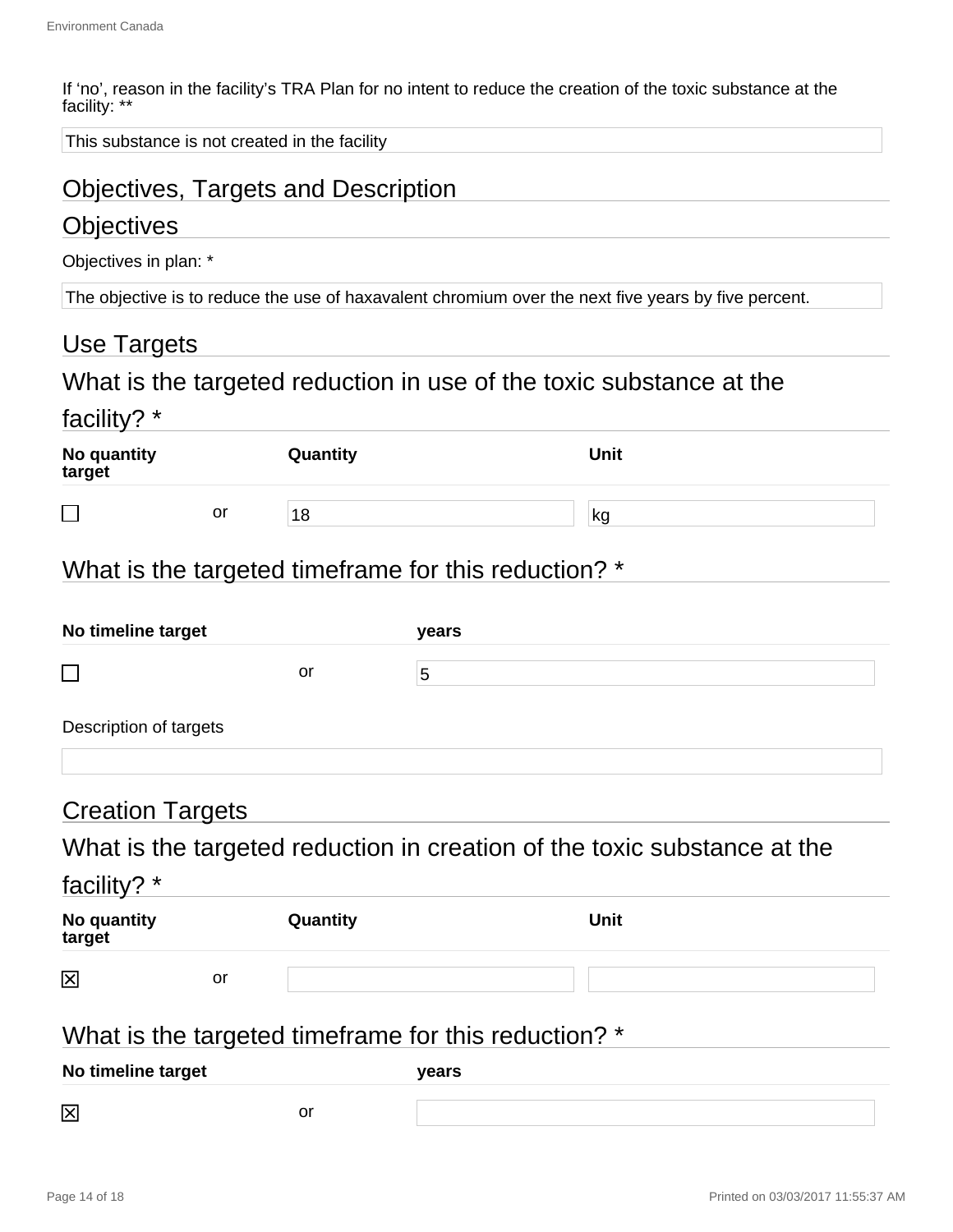If 'no', reason in the facility's TRA Plan for no intent to reduce the creation of the toxic substance at the facility: **

This substance is not created in the facility

## Objectives, Targets and Description

## Objectives

Objectives in plan: *

The objective is to reduce the use of haxavalent chromium over the next five years by five percent.

## Use Targets

### What is the targeted reduction in use of the toxic substance at the facility? *

| No quantity target | | Quantity | Unit |
|---|---|---|---|
| ☐ | or | 18 | kg |

### What is the targeted timeframe for this reduction? *

| No timeline target | | years |
|---|---|---|
| ☐ | or | 5 |

Description of targets

## Creation Targets

### What is the targeted reduction in creation of the toxic substance at the facility? *

| No quantity target | | Quantity | Unit |
|---|---|---|---|
| ☒ | or | | |

### What is the targeted timeframe for this reduction? *

| No timeline target | | years |
|---|---|---|
| ☒ | or | |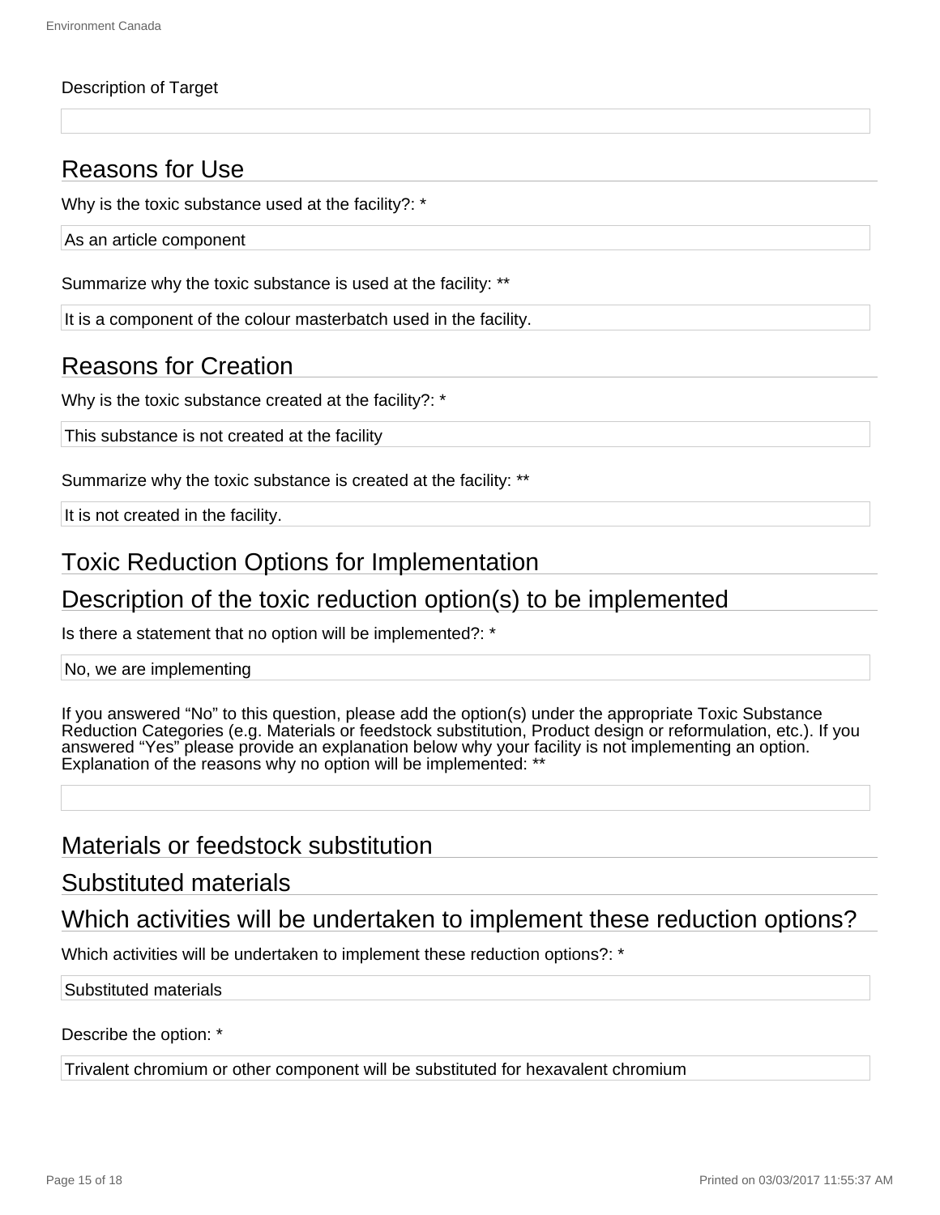Description of Target

## Reasons for Use

Why is the toxic substance used at the facility?: *

As an article component

Summarize why the toxic substance is used at the facility: **

It is a component of the colour masterbatch used in the facility.

## Reasons for Creation

Why is the toxic substance created at the facility?: *

This substance is not created at the facility

Summarize why the toxic substance is created at the facility: **

It is not created in the facility.

## Toxic Reduction Options for Implementation

## Description of the toxic reduction option(s) to be implemented

Is there a statement that no option will be implemented?: *

No, we are implementing

If you answered “No” to this question, please add the option(s) under the appropriate Toxic Substance Reduction Categories (e.g. Materials or feedstock substitution, Product design or reformulation, etc.). If you answered “Yes” please provide an explanation below why your facility is not implementing an option. Explanation of the reasons why no option will be implemented: **

## Materials or feedstock substitution

## Substituted materials

## Which activities will be undertaken to implement these reduction options?

Which activities will be undertaken to implement these reduction options?: *

Substituted materials

Describe the option: *

Trivalent chromium or other component will be substituted for hexavalent chromium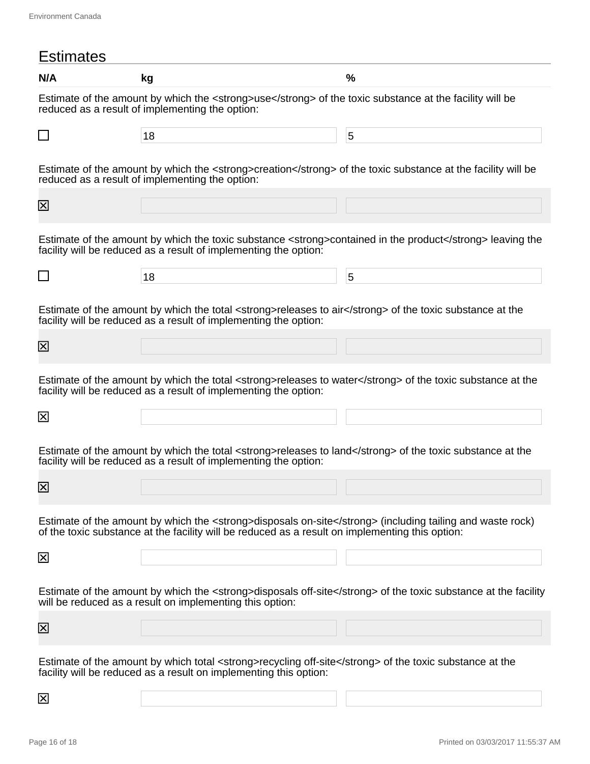## Estimates

| N/A | kg | % |
|---|---|---|
| Estimate of the amount by which the <strong>use</strong> of the toxic substance at the facility will be reduced as a result of implementing the option: | | |
| ☐ | 18 | 5 |
| Estimate of the amount by which the <strong>creation</strong> of the toxic substance at the facility will be reduced as a result of implementing the option: | | |
| ☒ | | |
| Estimate of the amount by which the toxic substance <strong>contained in the product</strong> leaving the facility will be reduced as a result of implementing the option: | | |
| ☐ | 18 | 5 |
| Estimate of the amount by which the total <strong>releases to air</strong> of the toxic substance at the facility will be reduced as a result of implementing the option: | | |
| ☒ | | |
| Estimate of the amount by which the total <strong>releases to water</strong> of the toxic substance at the facility will be reduced as a result of implementing the option: | | |
| ☒ | | |
| Estimate of the amount by which the total <strong>releases to land</strong> of the toxic substance at the facility will be reduced as a result of implementing the option: | | |
| ☒ | | |
| Estimate of the amount by which the <strong>disposals on-site</strong> (including tailing and waste rock) of the toxic substance at the facility will be reduced as a result on implementing this option: | | |
| ☒ | | |
| Estimate of the amount by which the <strong>disposals off-site</strong> of the toxic substance at the facility will be reduced as a result on implementing this option: | | |
| ☒ | | |
| Estimate of the amount by which total <strong>recycling off-site</strong> of the toxic substance at the facility will be reduced as a result on implementing this option: | | |
| ☒ | | |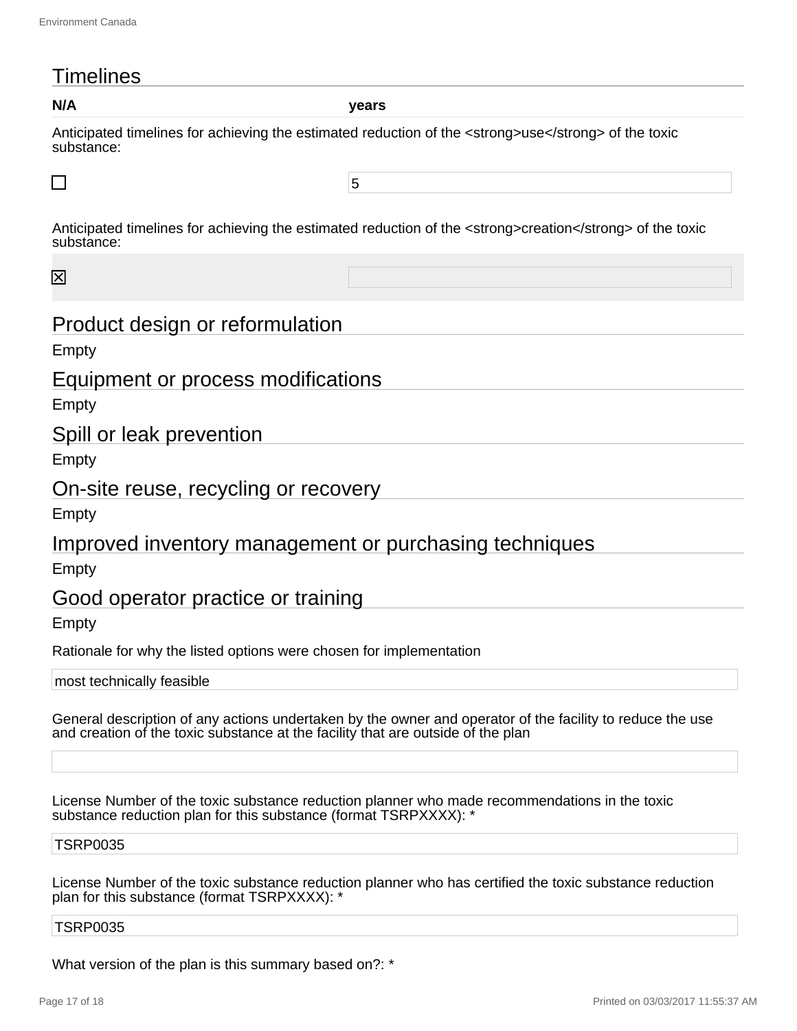## Timelines

| N/A | years |
|---|---|
| Anticipated timelines for achieving the estimated reduction of the <strong>use</strong> of the toxic substance: | |
| ☐ | 5 |
| Anticipated timelines for achieving the estimated reduction of the <strong>creation</strong> of the toxic substance: | |
| ☒ | |

## Product design or reformulation

Empty

## Equipment or process modifications

Empty

## Spill or leak prevention

Empty

## On-site reuse, recycling or recovery

Empty

## Improved inventory management or purchasing techniques

Empty

## Good operator practice or training

Empty

Rationale for why the listed options were chosen for implementation

most technically feasible

General description of any actions undertaken by the owner and operator of the facility to reduce the use and creation of the toxic substance at the facility that are outside of the plan

License Number of the toxic substance reduction planner who made recommendations in the toxic substance reduction plan for this substance (format TSRPXXXX): *

TSRP0035

License Number of the toxic substance reduction planner who has certified the toxic substance reduction plan for this substance (format TSRPXXXX): *

TSRP0035

What version of the plan is this summary based on?: *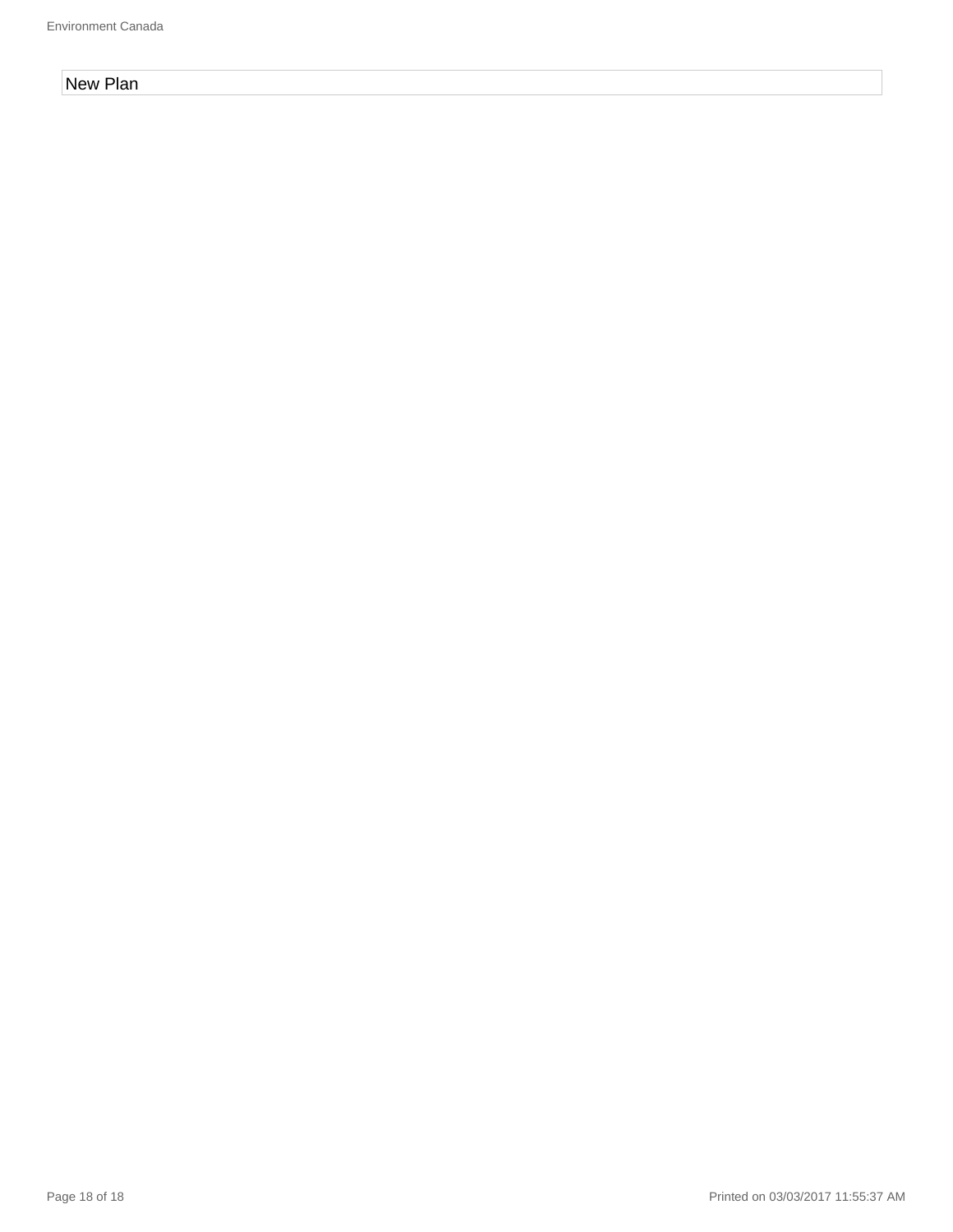New Plan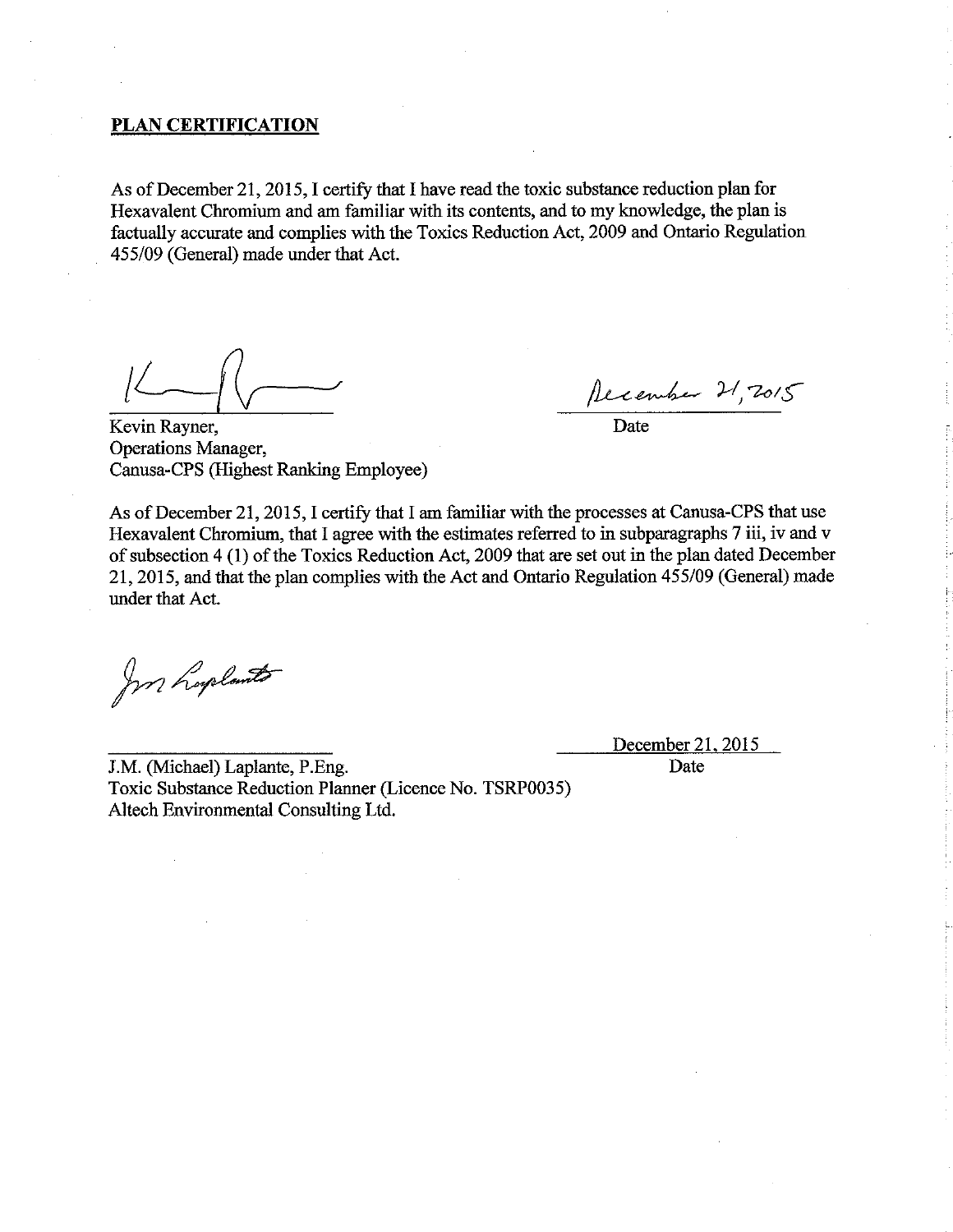**PLAN CERTIFICATION**

As of December 21, 2015, I certify that I have read the toxic substance reduction plan for Hexavalent Chromium and am familiar with its contents, and to my knowledge, the plan is factually accurate and complies with the Toxics Reduction Act, 2009 and Ontario Regulation 455/09 (General) made under that Act.

December 21, 2015
Date

Kevin Rayner,
Operations Manager,
Canusa-CPS (Highest Ranking Employee)

As of December 21, 2015, I certify that I am familiar with the processes at Canusa-CPS that use Hexavalent Chromium, that I agree with the estimates referred to in subparagraphs 7 iii, iv and v of subsection 4 (1) of the Toxics Reduction Act, 2009 that are set out in the plan dated December 21, 2015, and that the plan complies with the Act and Ontario Regulation 455/09 (General) made under that Act.

December 21, 2015
Date

J.M. (Michael) Laplante, P.Eng.
Toxic Substance Reduction Planner (Licence No. TSRP0035)
Altech Environmental Consulting Ltd.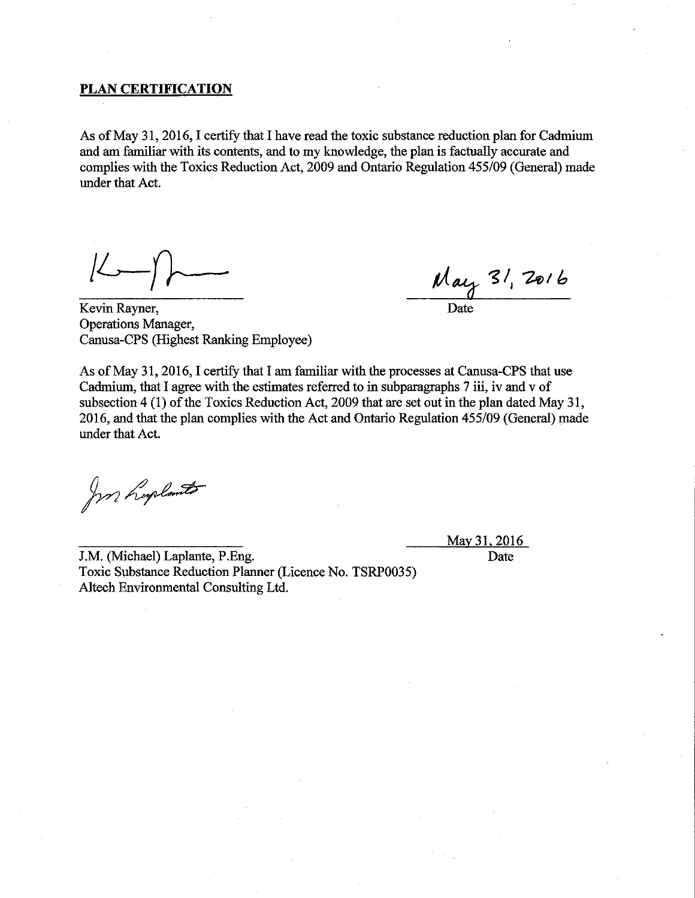**PLAN CERTIFICATION**

As of May 31, 2016, I certify that I have read the toxic substance reduction plan for Cadmium and am familiar with its contents, and to my knowledge, the plan is factually accurate and complies with the Toxics Reduction Act, 2009 and Ontario Regulation 455/09 (General) made under that Act.

Kevin Rayner,
Operations Manager,
Canusa-CPS (Highest Ranking Employee)

May 31, 2016
Date

As of May 31, 2016, I certify that I am familiar with the processes at Canusa-CPS that use Cadmium, that I agree with the estimates referred to in subparagraphs 7 iii, iv and v of subsection 4 (1) of the Toxics Reduction Act, 2009 that are set out in the plan dated May 31, 2016, and that the plan complies with the Act and Ontario Regulation 455/09 (General) made under that Act.

J.M. (Michael) Laplante, P.Eng.
Toxic Substance Reduction Planner (Licence No. TSRP0035)
Altech Environmental Consulting Ltd.

May 31, 2016
Date